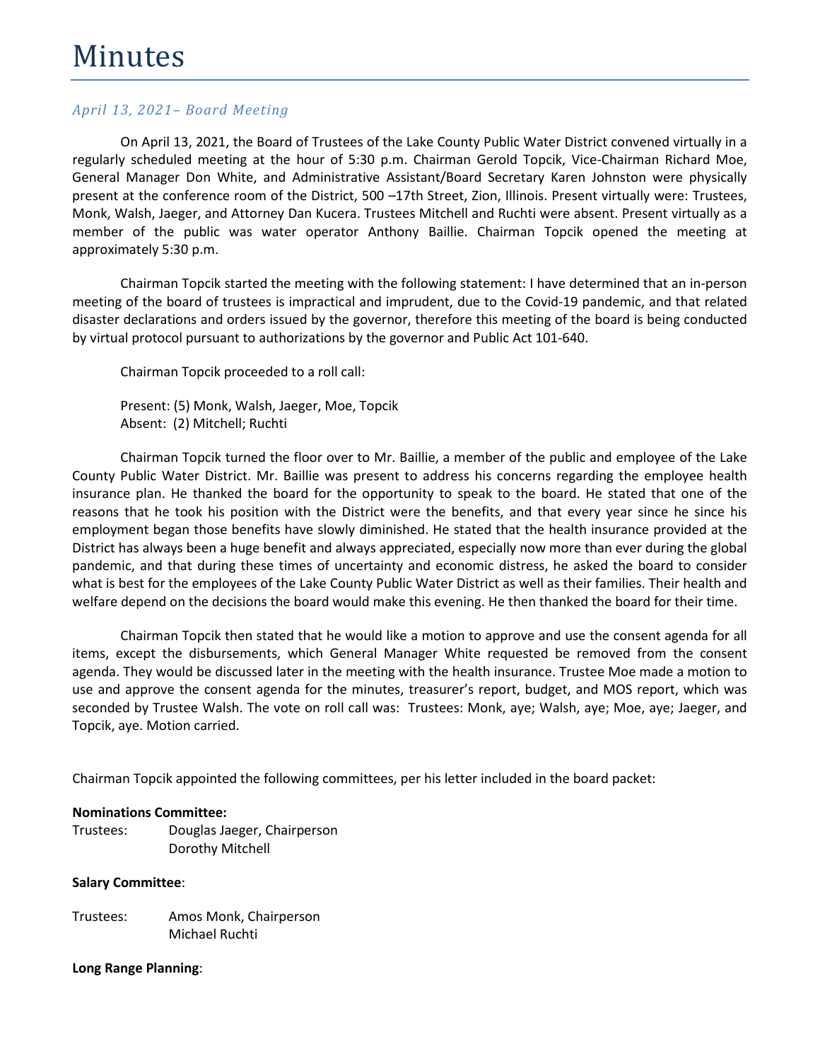# Minutes

*April 13, 2021– Board Meeting*

On April 13, 2021, the Board of Trustees of the Lake County Public Water District convened virtually in a regularly scheduled meeting at the hour of 5:30 p.m. Chairman Gerold Topcik, Vice-Chairman Richard Moe, General Manager Don White, and Administrative Assistant/Board Secretary Karen Johnston were physically present at the conference room of the District, 500 –17th Street, Zion, Illinois. Present virtually were: Trustees, Monk, Walsh, Jaeger, and Attorney Dan Kucera. Trustees Mitchell and Ruchti were absent. Present virtually as a member of the public was water operator Anthony Baillie. Chairman Topcik opened the meeting at approximately 5:30 p.m.

Chairman Topcik started the meeting with the following statement: I have determined that an in-person meeting of the board of trustees is impractical and imprudent, due to the Covid-19 pandemic, and that related disaster declarations and orders issued by the governor, therefore this meeting of the board is being conducted by virtual protocol pursuant to authorizations by the governor and Public Act 101-640.

Chairman Topcik proceeded to a roll call:

Present: (5) Monk, Walsh, Jaeger, Moe, Topcik
Absent: (2) Mitchell; Ruchti

Chairman Topcik turned the floor over to Mr. Baillie, a member of the public and employee of the Lake County Public Water District. Mr. Baillie was present to address his concerns regarding the employee health insurance plan. He thanked the board for the opportunity to speak to the board. He stated that one of the reasons that he took his position with the District were the benefits, and that every year since he since his employment began those benefits have slowly diminished. He stated that the health insurance provided at the District has always been a huge benefit and always appreciated, especially now more than ever during the global pandemic, and that during these times of uncertainty and economic distress, he asked the board to consider what is best for the employees of the Lake County Public Water District as well as their families. Their health and welfare depend on the decisions the board would make this evening. He then thanked the board for their time.

Chairman Topcik then stated that he would like a motion to approve and use the consent agenda for all items, except the disbursements, which General Manager White requested be removed from the consent agenda. They would be discussed later in the meeting with the health insurance. Trustee Moe made a motion to use and approve the consent agenda for the minutes, treasurer's report, budget, and MOS report, which was seconded by Trustee Walsh. The vote on roll call was: Trustees: Monk, aye; Walsh, aye; Moe, aye; Jaeger, and Topcik, aye. Motion carried.

Chairman Topcik appointed the following committees, per his letter included in the board packet:

**Nominations Committee:**

Trustees: Douglas Jaeger, Chairperson
Dorothy Mitchell

**Salary Committee**:

Trustees: Amos Monk, Chairperson
Michael Ruchti

**Long Range Planning**: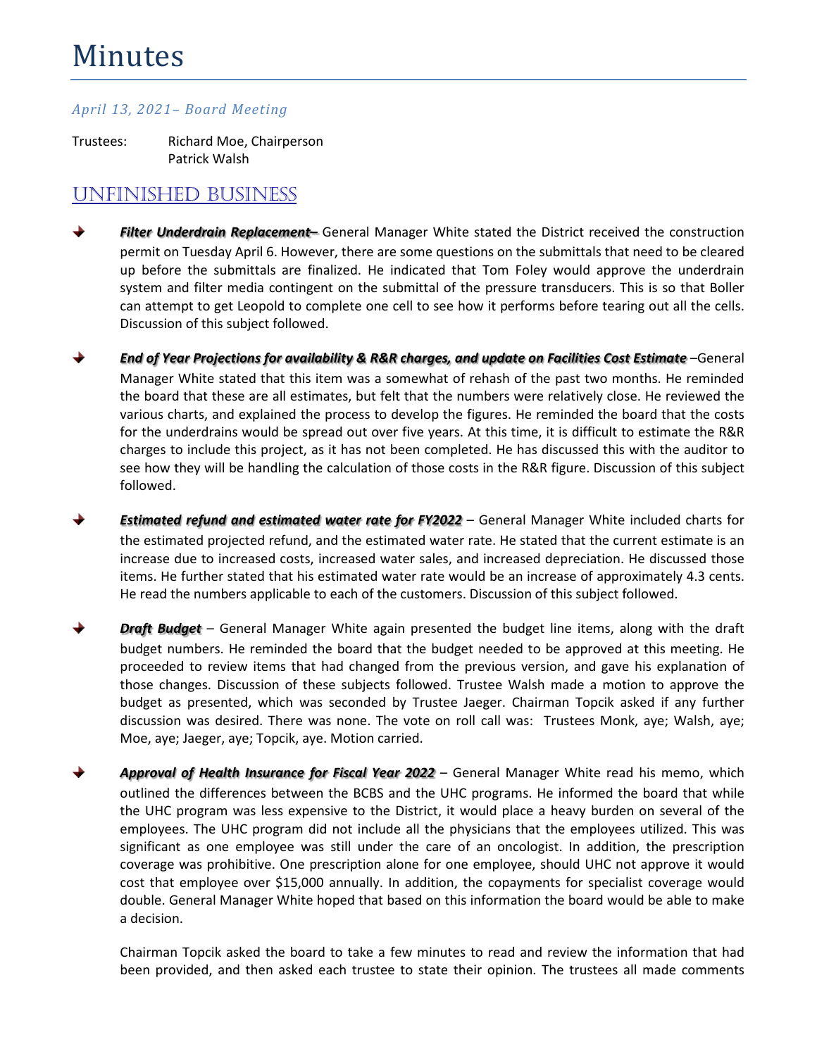# Minutes

*April 13, 2021– Board Meeting*

Trustees: Richard Moe, Chairperson
Patrick Walsh

## Unfinished Business

- ***Filter Underdrain Replacement–*** General Manager White stated the District received the construction permit on Tuesday April 6. However, there are some questions on the submittals that need to be cleared up before the submittals are finalized. He indicated that Tom Foley would approve the underdrain system and filter media contingent on the submittal of the pressure transducers. This is so that Boller can attempt to get Leopold to complete one cell to see how it performs before tearing out all the cells. Discussion of this subject followed.

- ***End of Year Projections for availability & R&R charges, and update on Facilities Cost Estimate*** –General Manager White stated that this item was a somewhat of rehash of the past two months. He reminded the board that these are all estimates, but felt that the numbers were relatively close. He reviewed the various charts, and explained the process to develop the figures. He reminded the board that the costs for the underdrains would be spread out over five years. At this time, it is difficult to estimate the R&R charges to include this project, as it has not been completed. He has discussed this with the auditor to see how they will be handling the calculation of those costs in the R&R figure. Discussion of this subject followed.

- ***Estimated refund and estimated water rate for FY2022*** – General Manager White included charts for the estimated projected refund, and the estimated water rate. He stated that the current estimate is an increase due to increased costs, increased water sales, and increased depreciation. He discussed those items. He further stated that his estimated water rate would be an increase of approximately 4.3 cents. He read the numbers applicable to each of the customers. Discussion of this subject followed.

- ***Draft Budget*** – General Manager White again presented the budget line items, along with the draft budget numbers. He reminded the board that the budget needed to be approved at this meeting. He proceeded to review items that had changed from the previous version, and gave his explanation of those changes. Discussion of these subjects followed. Trustee Walsh made a motion to approve the budget as presented, which was seconded by Trustee Jaeger. Chairman Topcik asked if any further discussion was desired. There was none. The vote on roll call was: Trustees Monk, aye; Walsh, aye; Moe, aye; Jaeger, aye; Topcik, aye. Motion carried.

- ***Approval of Health Insurance for Fiscal Year 2022*** – General Manager White read his memo, which outlined the differences between the BCBS and the UHC programs. He informed the board that while the UHC program was less expensive to the District, it would place a heavy burden on several of the employees. The UHC program did not include all the physicians that the employees utilized. This was significant as one employee was still under the care of an oncologist. In addition, the prescription coverage was prohibitive. One prescription alone for one employee, should UHC not approve it would cost that employee over $15,000 annually. In addition, the copayments for specialist coverage would double. General Manager White hoped that based on this information the board would be able to make a decision.

  Chairman Topcik asked the board to take a few minutes to read and review the information that had been provided, and then asked each trustee to state their opinion. The trustees all made comments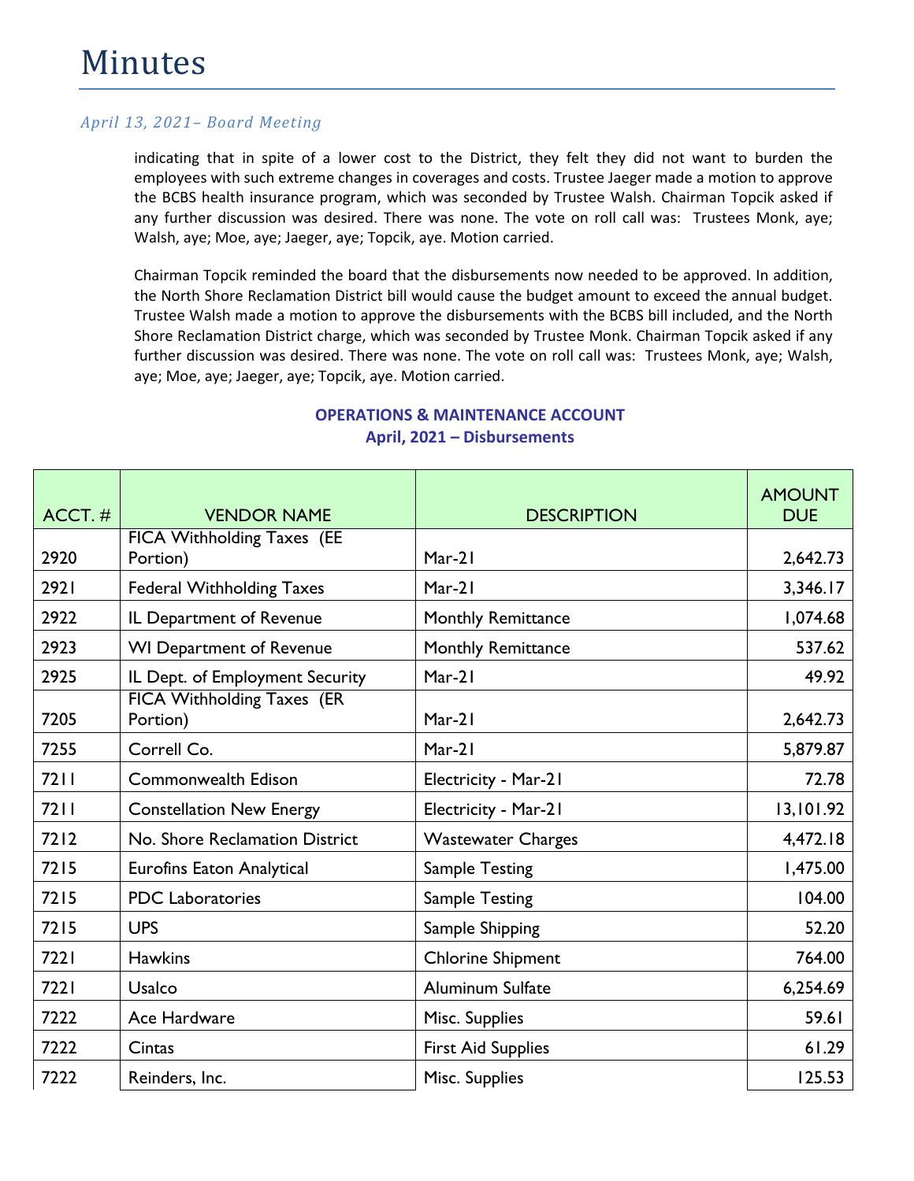# Minutes

*April 13, 2021– Board Meeting*

indicating that in spite of a lower cost to the District, they felt they did not want to burden the employees with such extreme changes in coverages and costs. Trustee Jaeger made a motion to approve the BCBS health insurance program, which was seconded by Trustee Walsh. Chairman Topcik asked if any further discussion was desired. There was none. The vote on roll call was: Trustees Monk, aye; Walsh, aye; Moe, aye; Jaeger, aye; Topcik, aye. Motion carried.

Chairman Topcik reminded the board that the disbursements now needed to be approved. In addition, the North Shore Reclamation District bill would cause the budget amount to exceed the annual budget. Trustee Walsh made a motion to approve the disbursements with the BCBS bill included, and the North Shore Reclamation District charge, which was seconded by Trustee Monk. Chairman Topcik asked if any further discussion was desired. There was none. The vote on roll call was: Trustees Monk, aye; Walsh, aye; Moe, aye; Jaeger, aye; Topcik, aye. Motion carried.

**OPERATIONS & MAINTENANCE ACCOUNT**
**April, 2021 – Disbursements**

| ACCT. # | VENDOR NAME | DESCRIPTION | AMOUNT DUE |
|---|---|---|---|
| 2920 | FICA Withholding Taxes (EE Portion) | Mar-21 | 2,642.73 |
| 2921 | Federal Withholding Taxes | Mar-21 | 3,346.17 |
| 2922 | IL Department of Revenue | Monthly Remittance | 1,074.68 |
| 2923 | WI Department of Revenue | Monthly Remittance | 537.62 |
| 2925 | IL Dept. of Employment Security | Mar-21 | 49.92 |
| 7205 | FICA Withholding Taxes (ER Portion) | Mar-21 | 2,642.73 |
| 7255 | Correll Co. | Mar-21 | 5,879.87 |
| 7211 | Commonwealth Edison | Electricity - Mar-21 | 72.78 |
| 7211 | Constellation New Energy | Electricity - Mar-21 | 13,101.92 |
| 7212 | No. Shore Reclamation District | Wastewater Charges | 4,472.18 |
| 7215 | Eurofins Eaton Analytical | Sample Testing | 1,475.00 |
| 7215 | PDC Laboratories | Sample Testing | 104.00 |
| 7215 | UPS | Sample Shipping | 52.20 |
| 7221 | Hawkins | Chlorine Shipment | 764.00 |
| 7221 | Usalco | Aluminum Sulfate | 6,254.69 |
| 7222 | Ace Hardware | Misc. Supplies | 59.61 |
| 7222 | Cintas | First Aid Supplies | 61.29 |
| 7222 | Reinders, Inc. | Misc. Supplies | 125.53 |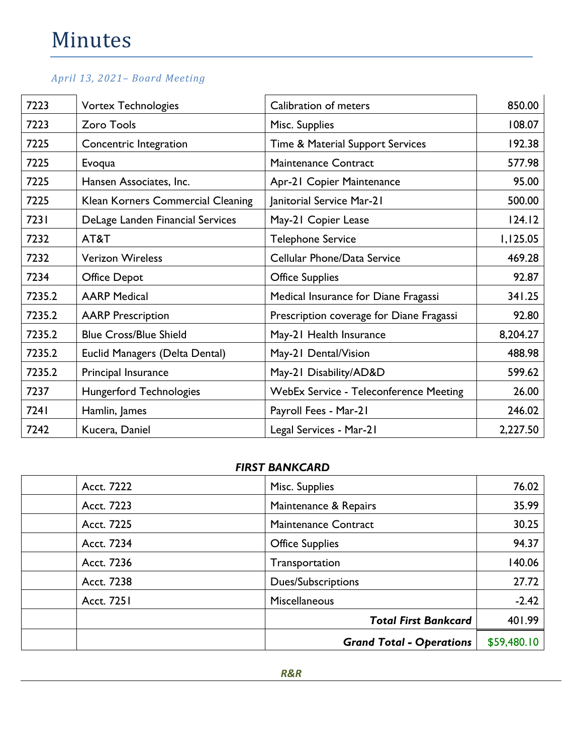# Minutes

*April 13, 2021– Board Meeting*

| | | | |
|---|---|---|---|
| 7223 | Vortex Technologies | Calibration of meters | 850.00 |
| 7223 | Zoro Tools | Misc. Supplies | 108.07 |
| 7225 | Concentric Integration | Time & Material Support Services | 192.38 |
| 7225 | Evoqua | Maintenance Contract | 577.98 |
| 7225 | Hansen Associates, Inc. | Apr-21 Copier Maintenance | 95.00 |
| 7225 | Klean Korners Commercial Cleaning | Janitorial Service Mar-21 | 500.00 |
| 7231 | DeLage Landen Financial Services | May-21 Copier Lease | 124.12 |
| 7232 | AT&T | Telephone Service | 1,125.05 |
| 7232 | Verizon Wireless | Cellular Phone/Data Service | 469.28 |
| 7234 | Office Depot | Office Supplies | 92.87 |
| 7235.2 | AARP Medical | Medical Insurance for Diane Fragassi | 341.25 |
| 7235.2 | AARP Prescription | Prescription coverage for Diane Fragassi | 92.80 |
| 7235.2 | Blue Cross/Blue Shield | May-21 Health Insurance | 8,204.27 |
| 7235.2 | Euclid Managers (Delta Dental) | May-21 Dental/Vision | 488.98 |
| 7235.2 | Principal Insurance | May-21 Disability/AD&D | 599.62 |
| 7237 | Hungerford Technologies | WebEx Service - Teleconference Meeting | 26.00 |
| 7241 | Hamlin, James | Payroll Fees - Mar-21 | 246.02 |
| 7242 | Kucera, Daniel | Legal Services - Mar-21 | 2,227.50 |

***FIRST BANKCARD***

| | | | |
|---|---|---|---|
| | Acct. 7222 | Misc. Supplies | 76.02 |
| | Acct. 7223 | Maintenance & Repairs | 35.99 |
| | Acct. 7225 | Maintenance Contract | 30.25 |
| | Acct. 7234 | Office Supplies | 94.37 |
| | Acct. 7236 | Transportation | 140.06 |
| | Acct. 7238 | Dues/Subscriptions | 27.72 |
| | Acct. 7251 | Miscellaneous | -2.42 |
| | | ***Total First Bankcard*** | 401.99 |
| | | ***Grand Total - Operations*** | $59,480.10 |

***R&R***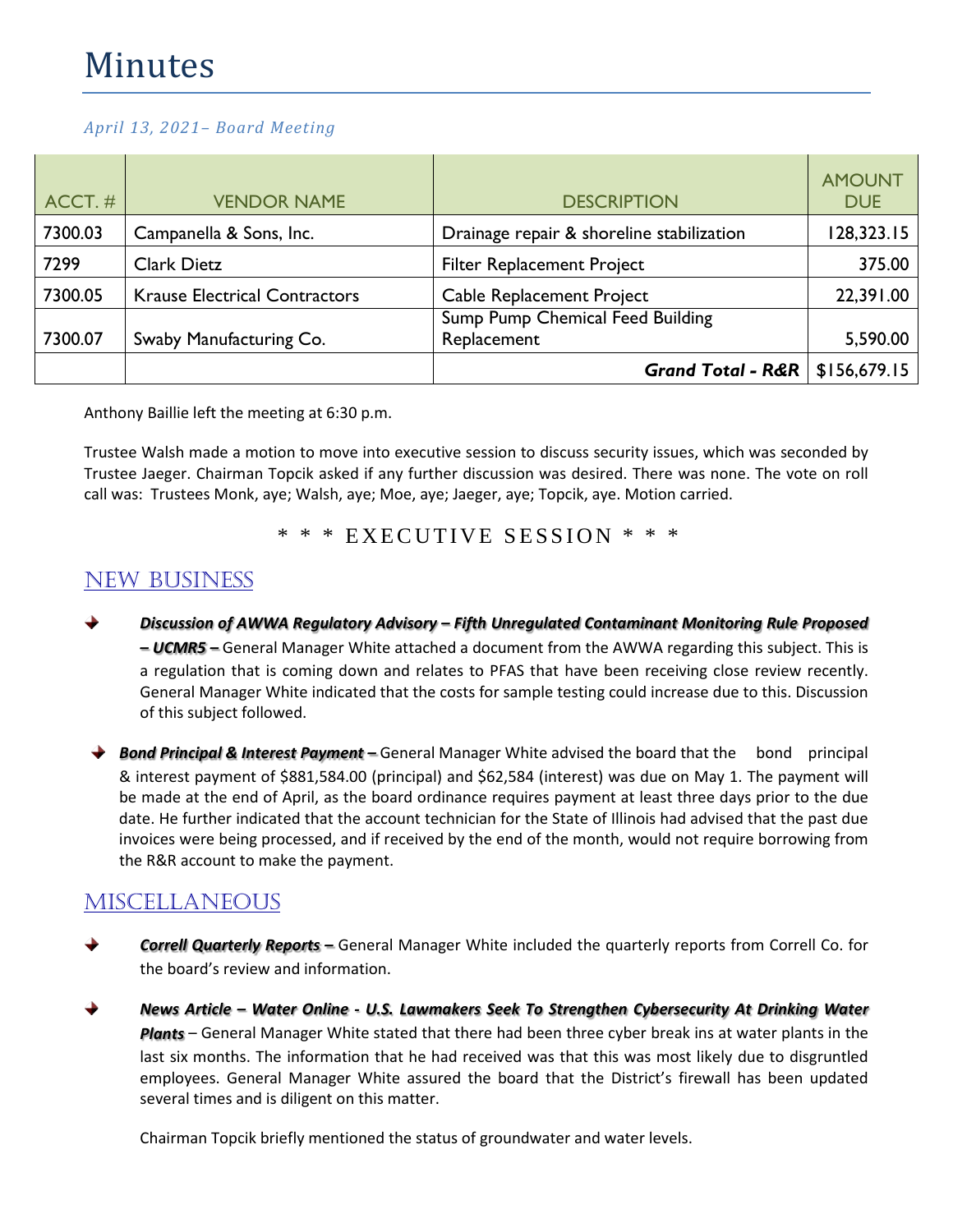# Minutes

*April 13, 2021– Board Meeting*

| ACCT. # | VENDOR NAME | DESCRIPTION | AMOUNT DUE |
|---|---|---|---|
| 7300.03 | Campanella & Sons, Inc. | Drainage repair & shoreline stabilization | 128,323.15 |
| 7299 | Clark Dietz | Filter Replacement Project | 375.00 |
| 7300.05 | Krause Electrical Contractors | Cable Replacement Project | 22,391.00 |
| 7300.07 | Swaby Manufacturing Co. | Sump Pump Chemical Feed Building Replacement | 5,590.00 |
| | | ***Grand Total - R&R*** | $156,679.15 |

Anthony Baillie left the meeting at 6:30 p.m.

Trustee Walsh made a motion to move into executive session to discuss security issues, which was seconded by Trustee Jaeger. Chairman Topcik asked if any further discussion was desired. There was none. The vote on roll call was: Trustees Monk, aye; Walsh, aye; Moe, aye; Jaeger, aye; Topcik, aye. Motion carried.

\* \* \* EXECUTIVE SESSION \* \* \*

## NEW BUSINESS

- ***Discussion of AWWA Regulatory Advisory – Fifth Unregulated Contaminant Monitoring Rule Proposed – UCMR5 –*** General Manager White attached a document from the AWWA regarding this subject. This is a regulation that is coming down and relates to PFAS that have been receiving close review recently. General Manager White indicated that the costs for sample testing could increase due to this. Discussion of this subject followed.

- ***Bond Principal & Interest Payment –*** General Manager White advised the board that the bond principal & interest payment of $881,584.00 (principal) and $62,584 (interest) was due on May 1. The payment will be made at the end of April, as the board ordinance requires payment at least three days prior to the due date. He further indicated that the account technician for the State of Illinois had advised that the past due invoices were being processed, and if received by the end of the month, would not require borrowing from the R&R account to make the payment.

## MISCELLANEOUS

- ***Correll Quarterly Reports –*** General Manager White included the quarterly reports from Correll Co. for the board's review and information.

- ***News Article – Water Online - U.S. Lawmakers Seek To Strengthen Cybersecurity At Drinking Water Plants*** – General Manager White stated that there had been three cyber break ins at water plants in the last six months. The information that he had received was that this was most likely due to disgruntled employees. General Manager White assured the board that the District's firewall has been updated several times and is diligent on this matter.

  Chairman Topcik briefly mentioned the status of groundwater and water levels.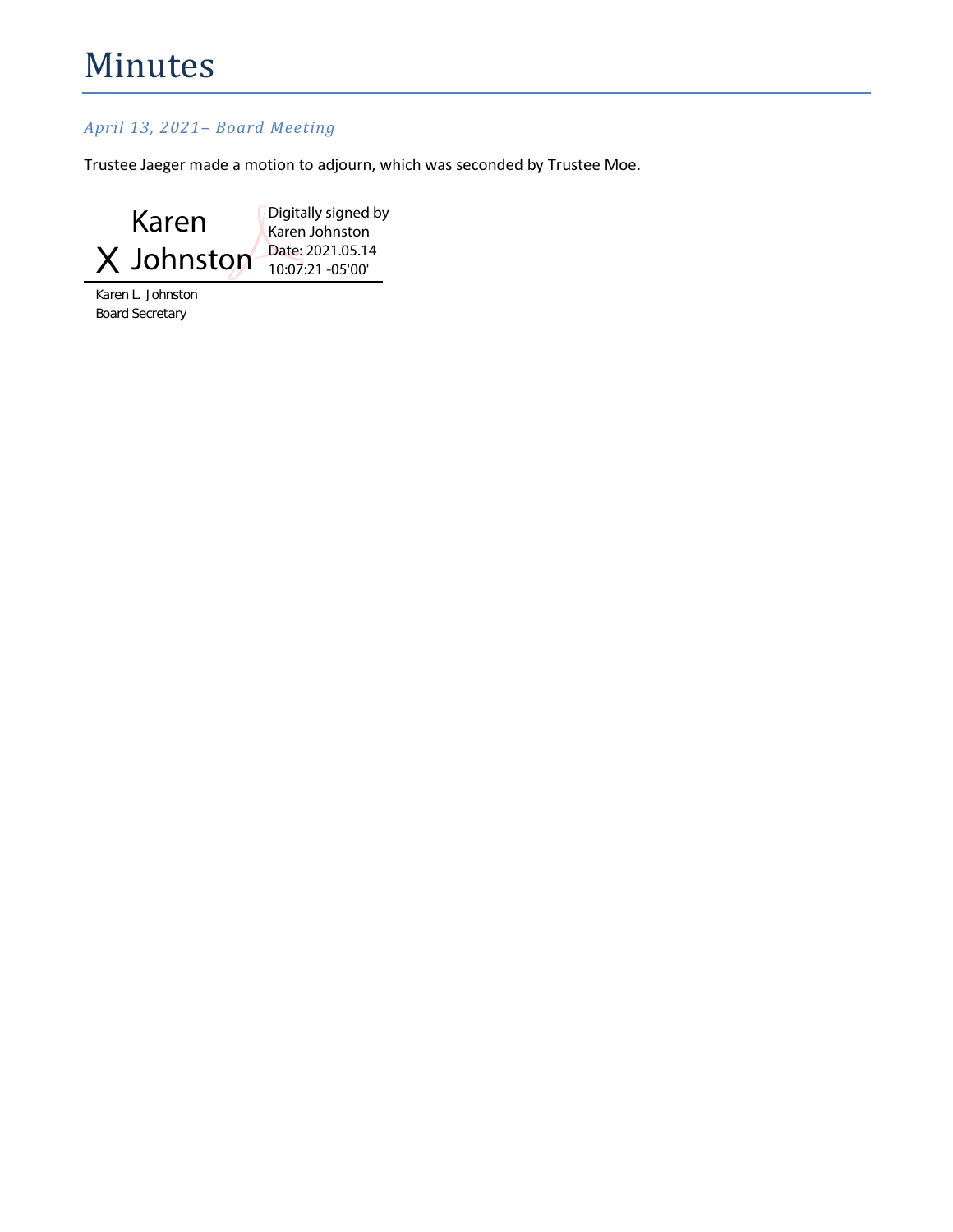# Minutes

### *April 13, 2021– Board Meeting*

Trustee Jaeger made a motion to adjourn, which was seconded by Trustee Moe.

X Karen Johnston

Digitally signed by Karen Johnston
Date: 2021.05.14 10:07:21 -05'00'

Karen L. Johnston
Board Secretary